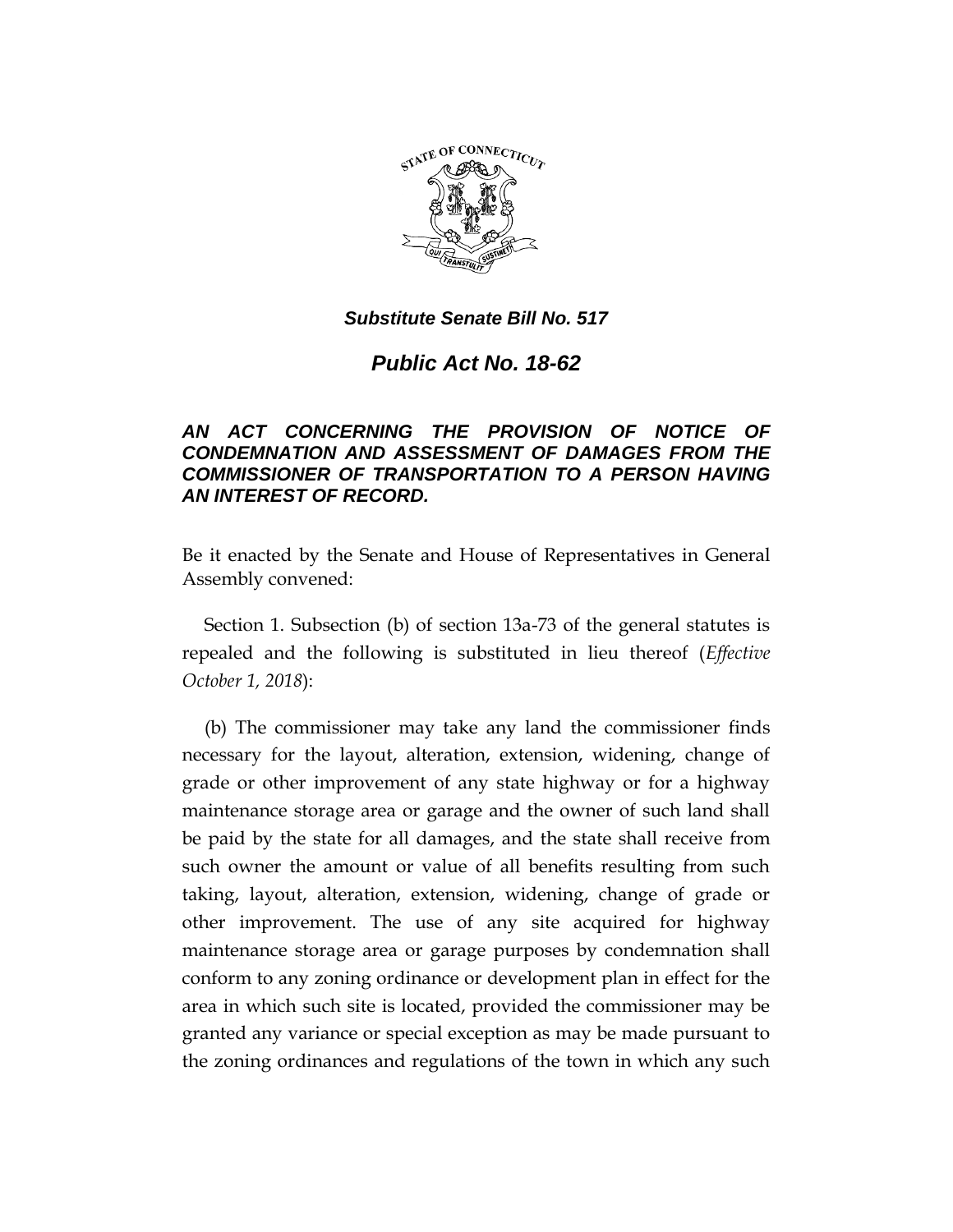***Substitute Senate Bill No. 517***

## *Public Act No. 18-62*

### *AN ACT CONCERNING THE PROVISION OF NOTICE OF CONDEMNATION AND ASSESSMENT OF DAMAGES FROM THE COMMISSIONER OF TRANSPORTATION TO A PERSON HAVING AN INTEREST OF RECORD.*

Be it enacted by the Senate and House of Representatives in General Assembly convened:

Section 1. Subsection (b) of section 13a-73 of the general statutes is repealed and the following is substituted in lieu thereof (*Effective October 1, 2018*):

(b) The commissioner may take any land the commissioner finds necessary for the layout, alteration, extension, widening, change of grade or other improvement of any state highway or for a highway maintenance storage area or garage and the owner of such land shall be paid by the state for all damages, and the state shall receive from such owner the amount or value of all benefits resulting from such taking, layout, alteration, extension, widening, change of grade or other improvement. The use of any site acquired for highway maintenance storage area or garage purposes by condemnation shall conform to any zoning ordinance or development plan in effect for the area in which such site is located, provided the commissioner may be granted any variance or special exception as may be made pursuant to the zoning ordinances and regulations of the town in which any such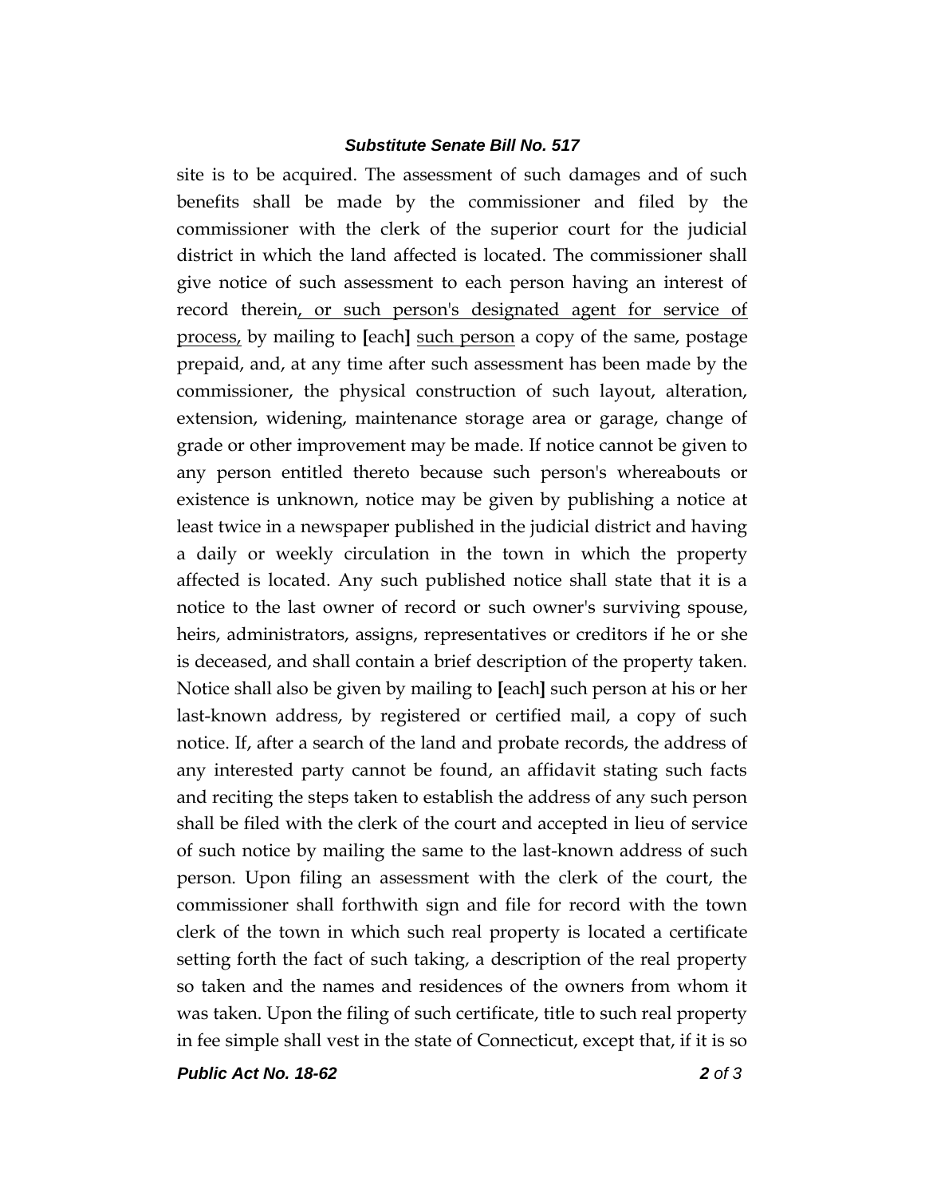site is to be acquired. The assessment of such damages and of such benefits shall be made by the commissioner and filed by the commissioner with the clerk of the superior court for the judicial district in which the land affected is located. The commissioner shall give notice of such assessment to each person having an interest of record therein<u>, or such person's designated agent for service of process,</u> by mailing to **[**each**]** <u>such person</u> a copy of the same, postage prepaid, and, at any time after such assessment has been made by the commissioner, the physical construction of such layout, alteration, extension, widening, maintenance storage area or garage, change of grade or other improvement may be made. If notice cannot be given to any person entitled thereto because such person's whereabouts or existence is unknown, notice may be given by publishing a notice at least twice in a newspaper published in the judicial district and having a daily or weekly circulation in the town in which the property affected is located. Any such published notice shall state that it is a notice to the last owner of record or such owner's surviving spouse, heirs, administrators, assigns, representatives or creditors if he or she is deceased, and shall contain a brief description of the property taken. Notice shall also be given by mailing to **[**each**]** such person at his or her last-known address, by registered or certified mail, a copy of such notice. If, after a search of the land and probate records, the address of any interested party cannot be found, an affidavit stating such facts and reciting the steps taken to establish the address of any such person shall be filed with the clerk of the court and accepted in lieu of service of such notice by mailing the same to the last-known address of such person. Upon filing an assessment with the clerk of the court, the commissioner shall forthwith sign and file for record with the town clerk of the town in which such real property is located a certificate setting forth the fact of such taking, a description of the real property so taken and the names and residences of the owners from whom it was taken. Upon the filing of such certificate, title to such real property in fee simple shall vest in the state of Connecticut, except that, if it is so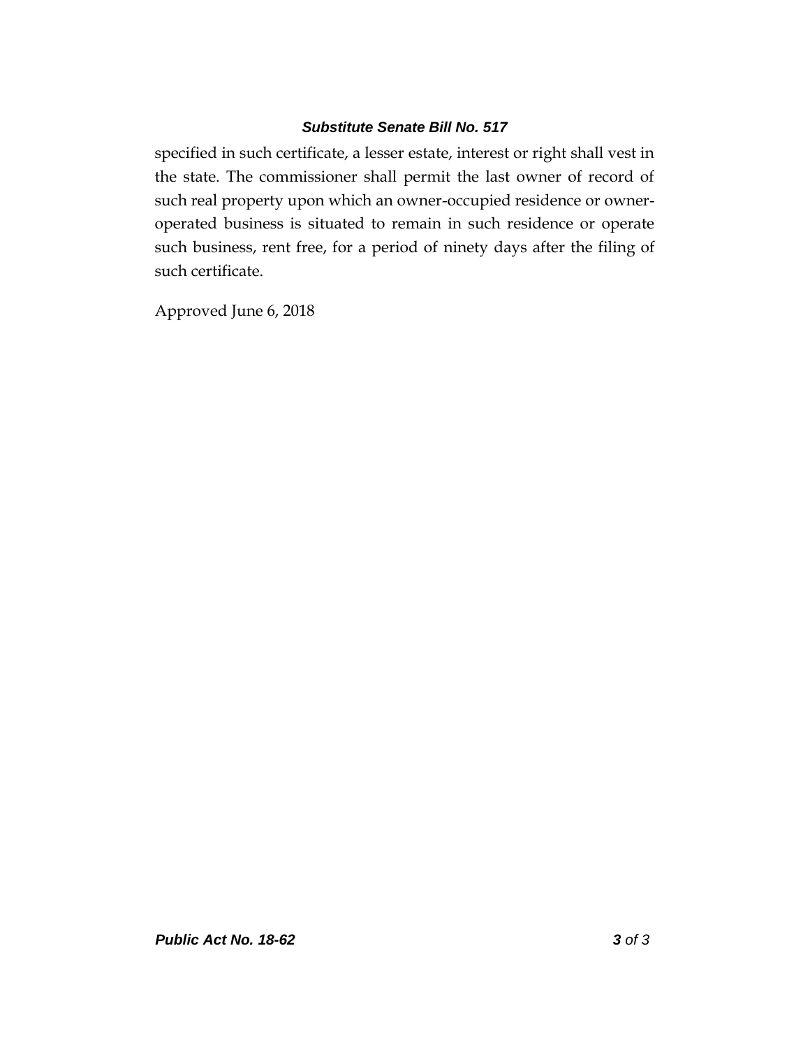specified in such certificate, a lesser estate, interest or right shall vest in the state. The commissioner shall permit the last owner of record of such real property upon which an owner-occupied residence or owner-operated business is situated to remain in such residence or operate such business, rent free, for a period of ninety days after the filing of such certificate.

Approved June 6, 2018